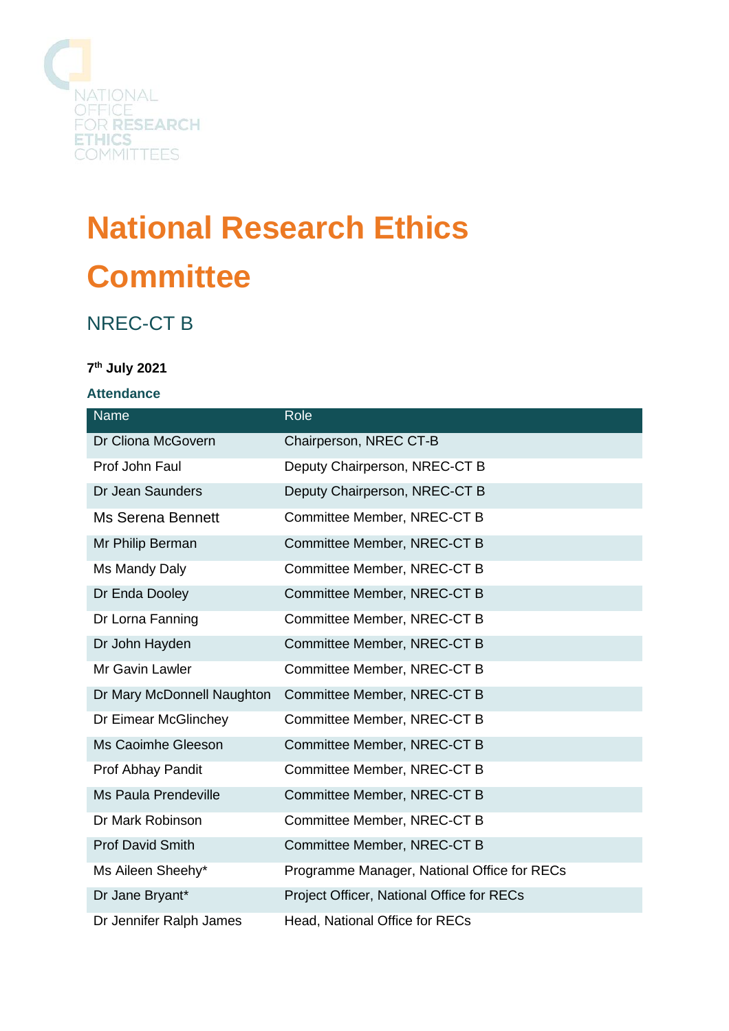NATIONAL OFFICE FOR RESEARCH ETHICS COMMITTEES

# National Research Ethics Committee

## NREC-CT B

**7th July 2021**

### Attendance

| Name | Role |
| --- | --- |
| Dr Cliona McGovern | Chairperson, NREC CT-B |
| Prof John Faul | Deputy Chairperson, NREC-CT B |
| Dr Jean Saunders | Deputy Chairperson, NREC-CT B |
| Ms Serena Bennett | Committee Member, NREC-CT B |
| Mr Philip Berman | Committee Member, NREC-CT B |
| Ms Mandy Daly | Committee Member, NREC-CT B |
| Dr Enda Dooley | Committee Member, NREC-CT B |
| Dr Lorna Fanning | Committee Member, NREC-CT B |
| Dr John Hayden | Committee Member, NREC-CT B |
| Mr Gavin Lawler | Committee Member, NREC-CT B |
| Dr Mary McDonnell Naughton | Committee Member, NREC-CT B |
| Dr Eimear McGlinchey | Committee Member, NREC-CT B |
| Ms Caoimhe Gleeson | Committee Member, NREC-CT B |
| Prof Abhay Pandit | Committee Member, NREC-CT B |
| Ms Paula Prendeville | Committee Member, NREC-CT B |
| Dr Mark Robinson | Committee Member, NREC-CT B |
| Prof David Smith | Committee Member, NREC-CT B |
| Ms Aileen Sheehy* | Programme Manager, National Office for RECs |
| Dr Jane Bryant* | Project Officer, National Office for RECs |
| Dr Jennifer Ralph James | Head, National Office for RECs |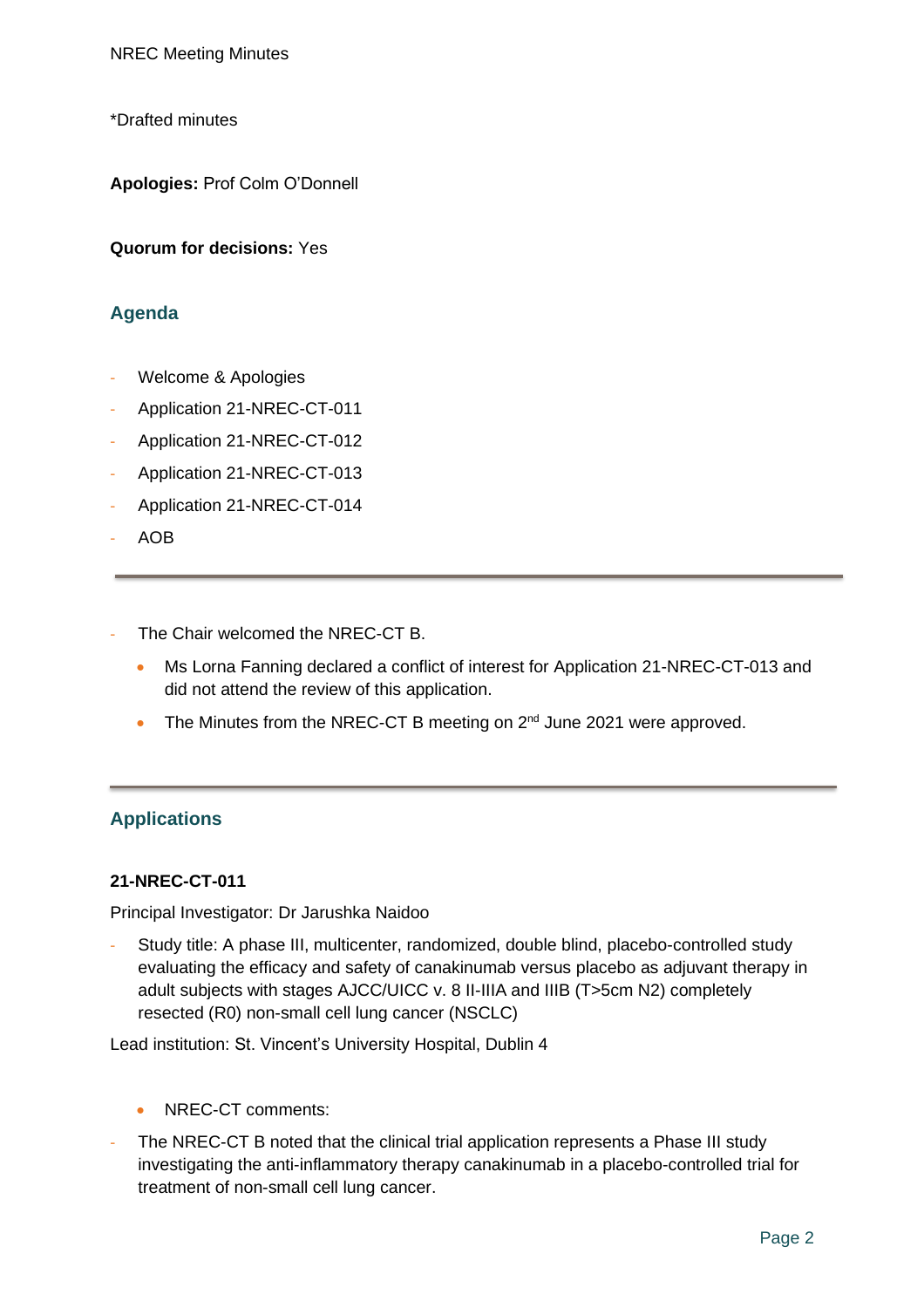NREC Meeting Minutes

*Drafted minutes

**Apologies:** Prof Colm O'Donnell

**Quorum for decisions:** Yes

## Agenda

- Welcome & Apologies
- Application 21-NREC-CT-011
- Application 21-NREC-CT-012
- Application 21-NREC-CT-013
- Application 21-NREC-CT-014
- AOB

---

- The Chair welcomed the NREC-CT B.
  - Ms Lorna Fanning declared a conflict of interest for Application 21-NREC-CT-013 and did not attend the review of this application.
  - The Minutes from the NREC-CT B meeting on 2nd June 2021 were approved.

---

## Applications

**21-NREC-CT-011**

Principal Investigator: Dr Jarushka Naidoo

- Study title: A phase III, multicenter, randomized, double blind, placebo-controlled study evaluating the efficacy and safety of canakinumab versus placebo as adjuvant therapy in adult subjects with stages AJCC/UICC v. 8 II-IIIA and IIIB (T>5cm N2) completely resected (R0) non-small cell lung cancer (NSCLC)

Lead institution: St. Vincent's University Hospital, Dublin 4

- NREC-CT comments:

- The NREC-CT B noted that the clinical trial application represents a Phase III study investigating the anti-inflammatory therapy canakinumab in a placebo-controlled trial for treatment of non-small cell lung cancer.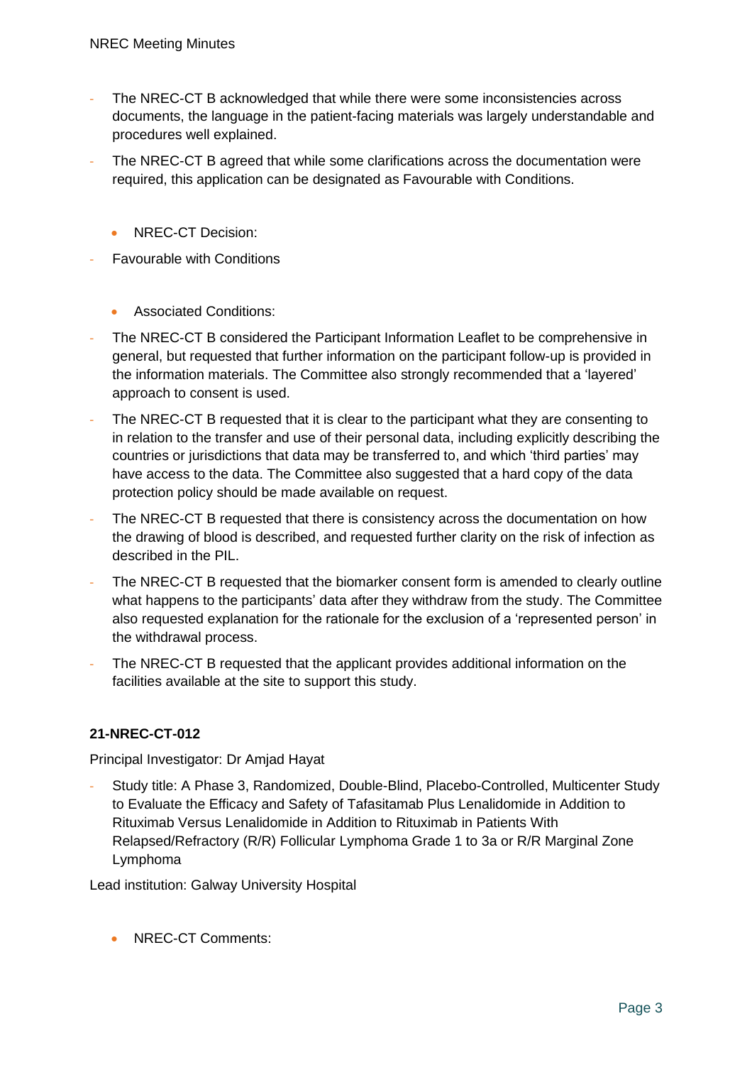- The NREC-CT B acknowledged that while there were some inconsistencies across documents, the language in the patient-facing materials was largely understandable and procedures well explained.
- The NREC-CT B agreed that while some clarifications across the documentation were required, this application can be designated as Favourable with Conditions.

  - NREC-CT Decision:

- Favourable with Conditions

  - Associated Conditions:

- The NREC-CT B considered the Participant Information Leaflet to be comprehensive in general, but requested that further information on the participant follow-up is provided in the information materials. The Committee also strongly recommended that a 'layered' approach to consent is used.
- The NREC-CT B requested that it is clear to the participant what they are consenting to in relation to the transfer and use of their personal data, including explicitly describing the countries or jurisdictions that data may be transferred to, and which 'third parties' may have access to the data. The Committee also suggested that a hard copy of the data protection policy should be made available on request.
- The NREC-CT B requested that there is consistency across the documentation on how the drawing of blood is described, and requested further clarity on the risk of infection as described in the PIL.
- The NREC-CT B requested that the biomarker consent form is amended to clearly outline what happens to the participants' data after they withdraw from the study. The Committee also requested explanation for the rationale for the exclusion of a 'represented person' in the withdrawal process.
- The NREC-CT B requested that the applicant provides additional information on the facilities available at the site to support this study.

**21-NREC-CT-012**

Principal Investigator: Dr Amjad Hayat

- Study title: A Phase 3, Randomized, Double-Blind, Placebo-Controlled, Multicenter Study to Evaluate the Efficacy and Safety of Tafasitamab Plus Lenalidomide in Addition to Rituximab Versus Lenalidomide in Addition to Rituximab in Patients With Relapsed/Refractory (R/R) Follicular Lymphoma Grade 1 to 3a or R/R Marginal Zone Lymphoma

Lead institution: Galway University Hospital

  - NREC-CT Comments: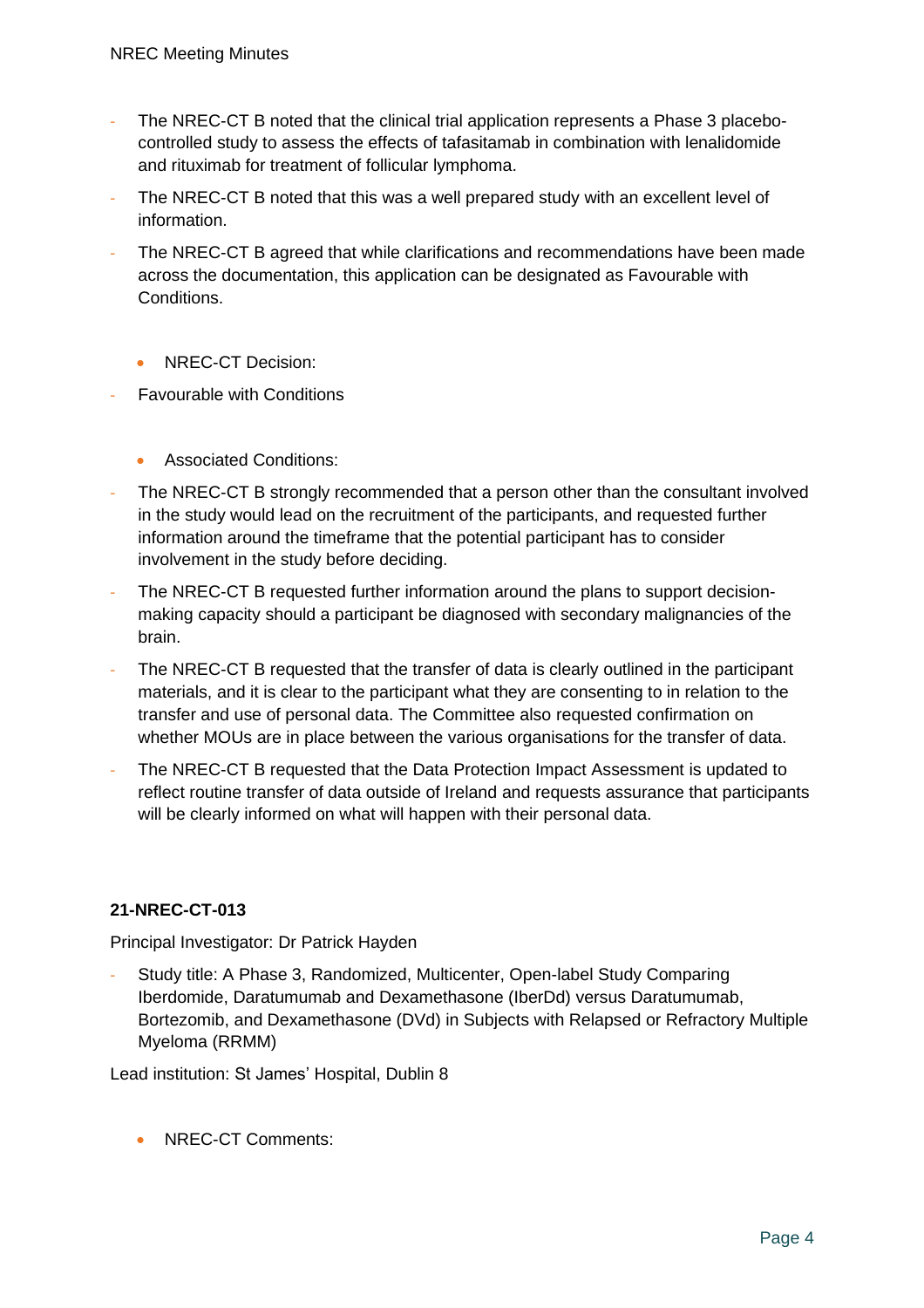- The NREC-CT B noted that the clinical trial application represents a Phase 3 placebo-controlled study to assess the effects of tafasitamab in combination with lenalidomide and rituximab for treatment of follicular lymphoma.
- The NREC-CT B noted that this was a well prepared study with an excellent level of information.
- The NREC-CT B agreed that while clarifications and recommendations have been made across the documentation, this application can be designated as Favourable with Conditions.

- NREC-CT Decision:

- Favourable with Conditions

- Associated Conditions:

- The NREC-CT B strongly recommended that a person other than the consultant involved in the study would lead on the recruitment of the participants, and requested further information around the timeframe that the potential participant has to consider involvement in the study before deciding.
- The NREC-CT B requested further information around the plans to support decision-making capacity should a participant be diagnosed with secondary malignancies of the brain.
- The NREC-CT B requested that the transfer of data is clearly outlined in the participant materials, and it is clear to the participant what they are consenting to in relation to the transfer and use of personal data. The Committee also requested confirmation on whether MOUs are in place between the various organisations for the transfer of data.
- The NREC-CT B requested that the Data Protection Impact Assessment is updated to reflect routine transfer of data outside of Ireland and requests assurance that participants will be clearly informed on what will happen with their personal data.

**21-NREC-CT-013**

Principal Investigator: Dr Patrick Hayden

- Study title: A Phase 3, Randomized, Multicenter, Open-label Study Comparing Iberdomide, Daratumumab and Dexamethasone (IberDd) versus Daratumumab, Bortezomib, and Dexamethasone (DVd) in Subjects with Relapsed or Refractory Multiple Myeloma (RRMM)

Lead institution: St James' Hospital, Dublin 8

- NREC-CT Comments: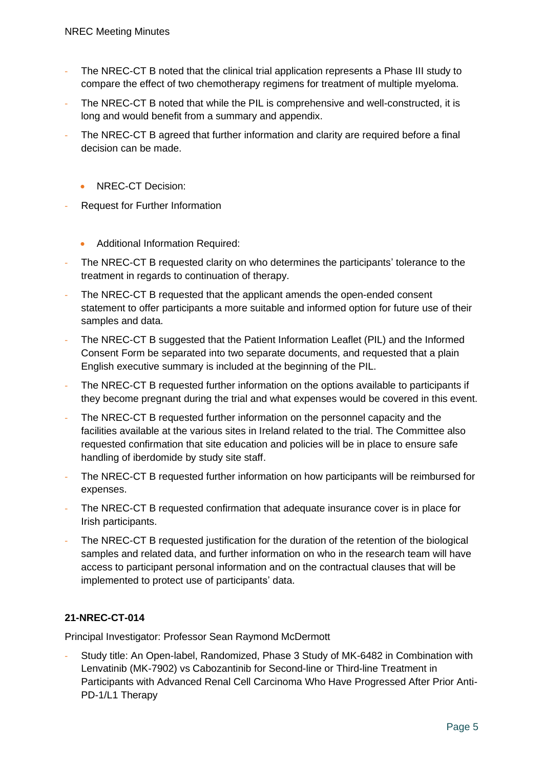- The NREC-CT B noted that the clinical trial application represents a Phase III study to compare the effect of two chemotherapy regimens for treatment of multiple myeloma.
- The NREC-CT B noted that while the PIL is comprehensive and well-constructed, it is long and would benefit from a summary and appendix.
- The NREC-CT B agreed that further information and clarity are required before a final decision can be made.

- NREC-CT Decision:

- Request for Further Information

- Additional Information Required:

- The NREC-CT B requested clarity on who determines the participants' tolerance to the treatment in regards to continuation of therapy.
- The NREC-CT B requested that the applicant amends the open-ended consent statement to offer participants a more suitable and informed option for future use of their samples and data.
- The NREC-CT B suggested that the Patient Information Leaflet (PIL) and the Informed Consent Form be separated into two separate documents, and requested that a plain English executive summary is included at the beginning of the PIL.
- The NREC-CT B requested further information on the options available to participants if they become pregnant during the trial and what expenses would be covered in this event.
- The NREC-CT B requested further information on the personnel capacity and the facilities available at the various sites in Ireland related to the trial. The Committee also requested confirmation that site education and policies will be in place to ensure safe handling of iberdomide by study site staff.
- The NREC-CT B requested further information on how participants will be reimbursed for expenses.
- The NREC-CT B requested confirmation that adequate insurance cover is in place for Irish participants.
- The NREC-CT B requested justification for the duration of the retention of the biological samples and related data, and further information on who in the research team will have access to participant personal information and on the contractual clauses that will be implemented to protect use of participants' data.

**21-NREC-CT-014**

Principal Investigator: Professor Sean Raymond McDermott

- Study title: An Open-label, Randomized, Phase 3 Study of MK-6482 in Combination with Lenvatinib (MK-7902) vs Cabozantinib for Second-line or Third-line Treatment in Participants with Advanced Renal Cell Carcinoma Who Have Progressed After Prior Anti-PD-1/L1 Therapy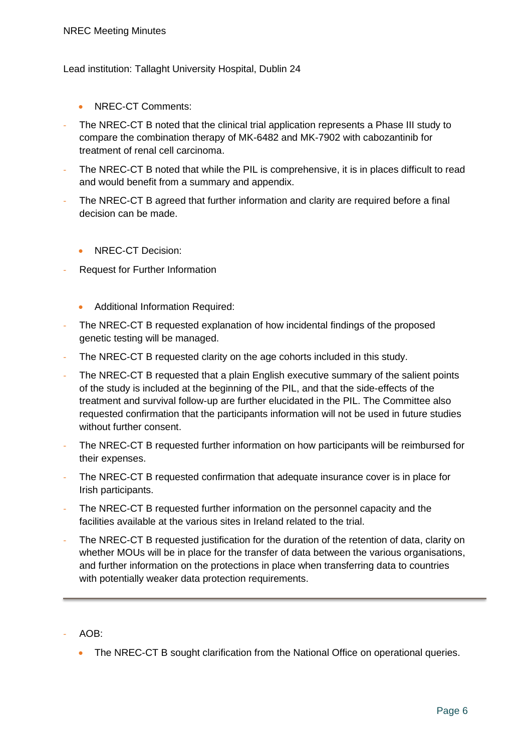Lead institution: Tallaght University Hospital, Dublin 24

- NREC-CT Comments:

- The NREC-CT B noted that the clinical trial application represents a Phase III study to compare the combination therapy of MK-6482 and MK-7902 with cabozantinib for treatment of renal cell carcinoma.
- The NREC-CT B noted that while the PIL is comprehensive, it is in places difficult to read and would benefit from a summary and appendix.
- The NREC-CT B agreed that further information and clarity are required before a final decision can be made.

- NREC-CT Decision:

- Request for Further Information

- Additional Information Required:

- The NREC-CT B requested explanation of how incidental findings of the proposed genetic testing will be managed.
- The NREC-CT B requested clarity on the age cohorts included in this study.
- The NREC-CT B requested that a plain English executive summary of the salient points of the study is included at the beginning of the PIL, and that the side-effects of the treatment and survival follow-up are further elucidated in the PIL. The Committee also requested confirmation that the participants information will not be used in future studies without further consent.
- The NREC-CT B requested further information on how participants will be reimbursed for their expenses.
- The NREC-CT B requested confirmation that adequate insurance cover is in place for Irish participants.
- The NREC-CT B requested further information on the personnel capacity and the facilities available at the various sites in Ireland related to the trial.
- The NREC-CT B requested justification for the duration of the retention of data, clarity on whether MOUs will be in place for the transfer of data between the various organisations, and further information on the protections in place when transferring data to countries with potentially weaker data protection requirements.

---

- AOB:
  - The NREC-CT B sought clarification from the National Office on operational queries.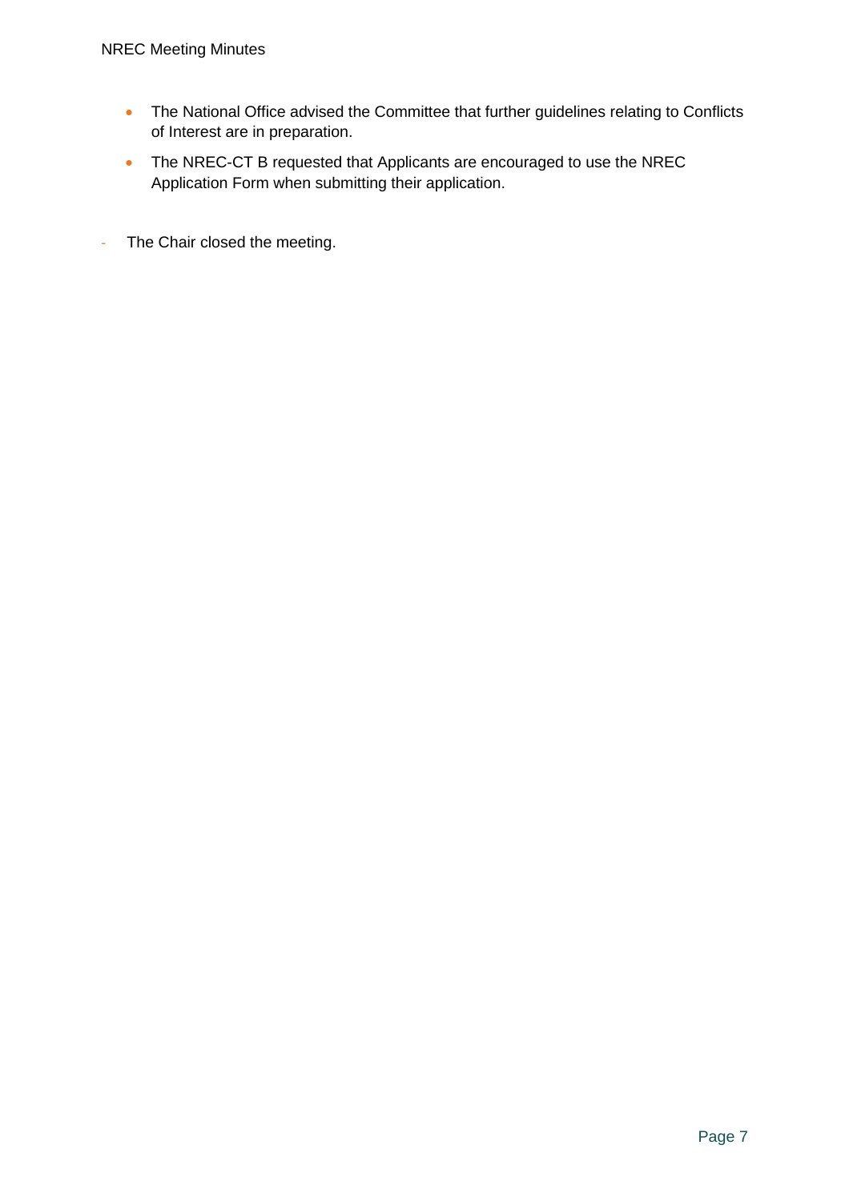- The National Office advised the Committee that further guidelines relating to Conflicts of Interest are in preparation.
- The NREC-CT B requested that Applicants are encouraged to use the NREC Application Form when submitting their application.

- The Chair closed the meeting.